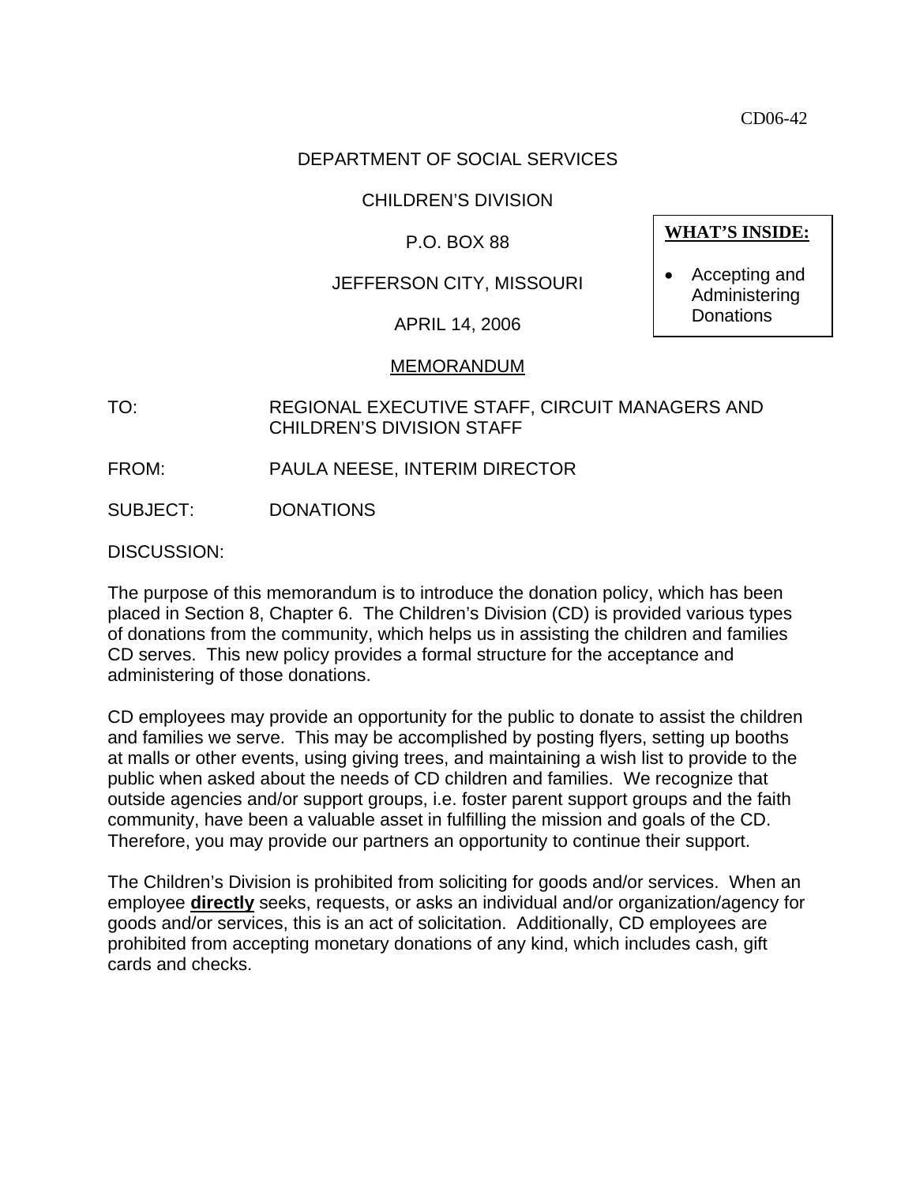CD06-42

DEPARTMENT OF SOCIAL SERVICES

CHILDREN'S DIVISION

P.O. BOX 88

JEFFERSON CITY, MISSOURI

APRIL 14, 2006

**WHAT'S INSIDE:**

- Accepting and Administering Donations

MEMORANDUM

TO: REGIONAL EXECUTIVE STAFF, CIRCUIT MANAGERS AND CHILDREN'S DIVISION STAFF

FROM: PAULA NEESE, INTERIM DIRECTOR

SUBJECT: DONATIONS

DISCUSSION:

The purpose of this memorandum is to introduce the donation policy, which has been placed in Section 8, Chapter 6. The Children's Division (CD) is provided various types of donations from the community, which helps us in assisting the children and families CD serves. This new policy provides a formal structure for the acceptance and administering of those donations.

CD employees may provide an opportunity for the public to donate to assist the children and families we serve. This may be accomplished by posting flyers, setting up booths at malls or other events, using giving trees, and maintaining a wish list to provide to the public when asked about the needs of CD children and families. We recognize that outside agencies and/or support groups, i.e. foster parent support groups and the faith community, have been a valuable asset in fulfilling the mission and goals of the CD. Therefore, you may provide our partners an opportunity to continue their support.

The Children's Division is prohibited from soliciting for goods and/or services. When an employee **directly** seeks, requests, or asks an individual and/or organization/agency for goods and/or services, this is an act of solicitation. Additionally, CD employees are prohibited from accepting monetary donations of any kind, which includes cash, gift cards and checks.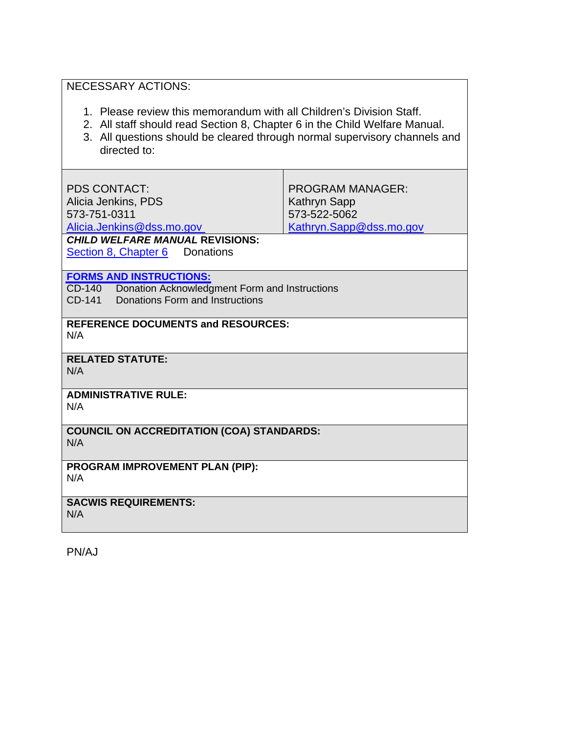NECESSARY ACTIONS:

1. Please review this memorandum with all Children's Division Staff.
2. All staff should read Section 8, Chapter 6 in the Child Welfare Manual.
3. All questions should be cleared through normal supervisory channels and directed to:

| PDS CONTACT: | PROGRAM MANAGER: |
|---|---|
| Alicia Jenkins, PDS<br>573-751-0311<br>Alicia.Jenkins@dss.mo.gov | Kathryn Sapp<br>573-522-5062<br>Kathryn.Sapp@dss.mo.gov |

***CHILD WELFARE MANUAL* REVISIONS:**
Section 8, Chapter 6 Donations

**FORMS AND INSTRUCTIONS:**
CD-140 Donation Acknowledgment Form and Instructions
CD-141 Donations Form and Instructions

**REFERENCE DOCUMENTS and RESOURCES:**
N/A

**RELATED STATUTE:**
N/A

**ADMINISTRATIVE RULE:**
N/A

**COUNCIL ON ACCREDITATION (COA) STANDARDS:**
N/A

**PROGRAM IMPROVEMENT PLAN (PIP):**
N/A

**SACWIS REQUIREMENTS:**
N/A

PN/AJ